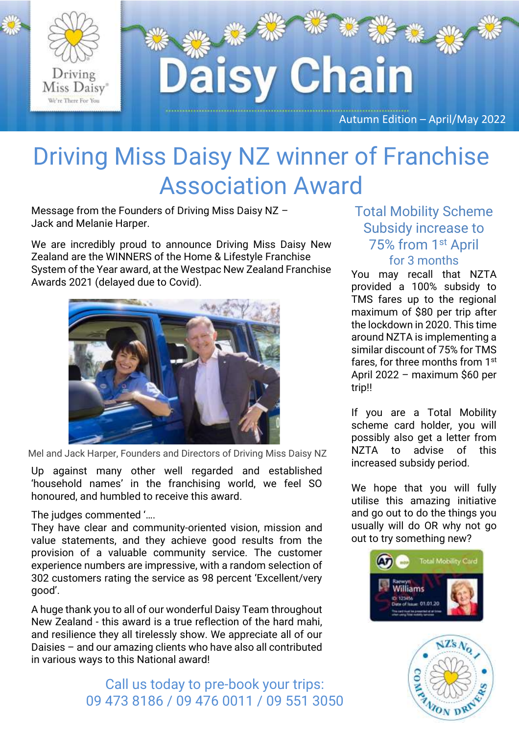# Daisy Chain

Autumn Edition – April/May 2022

# Driving Miss Daisy NZ winner of Franchise Association Award

Message from the Founders of Driving Miss Daisy NZ – Jack and Melanie Harper.

We are incredibly proud to announce Driving Miss Daisy New Zealand are the WINNERS of the Home & Lifestyle Franchise System of the Year award, at the Westpac New Zealand Franchise Awards 2021 (delayed due to Covid).

Mel and Jack Harper, Founders and Directors of Driving Miss Daisy NZ

Up against many other well regarded and established 'household names' in the franchising world, we feel SO honoured, and humbled to receive this award.

The judges commented '….
They have clear and community-oriented vision, mission and value statements, and they achieve good results from the provision of a valuable community service. The customer experience numbers are impressive, with a random selection of 302 customers rating the service as 98 percent 'Excellent/very good'.

A huge thank you to all of our wonderful Daisy Team throughout New Zealand - this award is a true reflection of the hard mahi, and resilience they all tirelessly show. We appreciate all of our Daisies – and our amazing clients who have also all contributed in various ways to this National award!

Call us today to pre-book your trips:
09 473 8186 / 09 476 0011 / 09 551 3050

## Total Mobility Scheme Subsidy increase to 75% from 1st April for 3 months

You may recall that NZTA provided a 100% subsidy to TMS fares up to the regional maximum of $80 per trip after the lockdown in 2020. This time around NZTA is implementing a similar discount of 75% for TMS fares, for three months from 1st April 2022 – maximum $60 per trip!!

If you are a Total Mobility scheme card holder, you will possibly also get a letter from NZTA to advise of this increased subsidy period.

We hope that you will fully utilise this amazing initiative and go out to do the things you usually will do OR why not go out to try something new?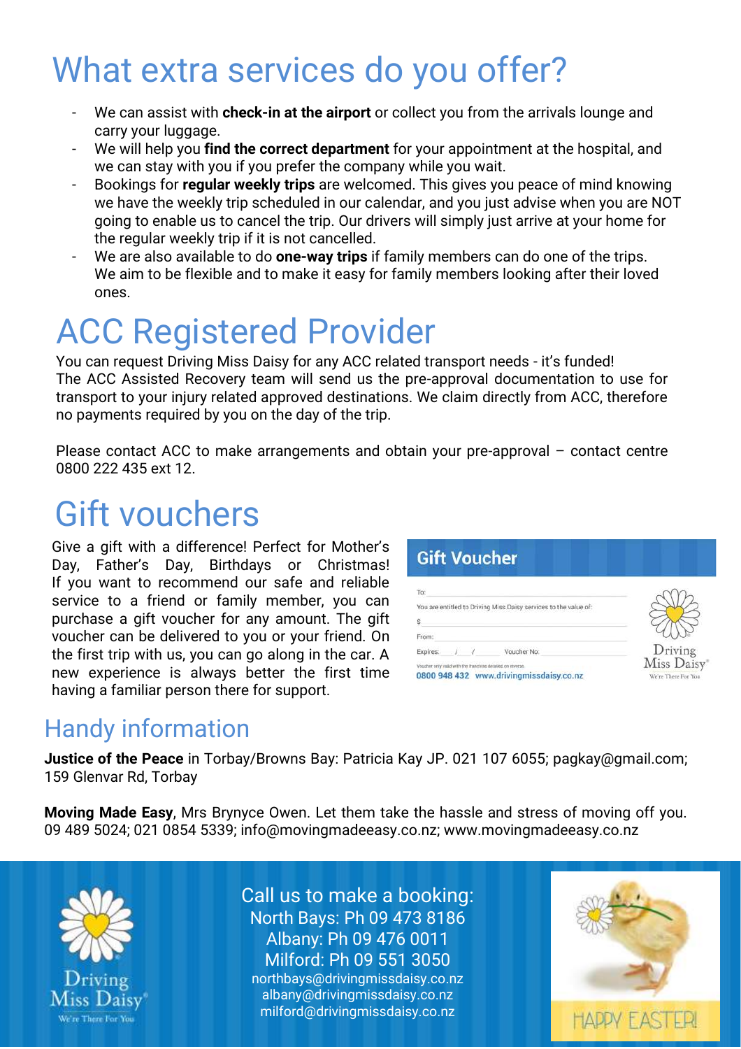# What extra services do you offer?

- We can assist with **check-in at the airport** or collect you from the arrivals lounge and carry your luggage.
- We will help you **find the correct department** for your appointment at the hospital, and we can stay with you if you prefer the company while you wait.
- Bookings for **regular weekly trips** are welcomed. This gives you peace of mind knowing we have the weekly trip scheduled in our calendar, and you just advise when you are NOT going to enable us to cancel the trip. Our drivers will simply just arrive at your home for the regular weekly trip if it is not cancelled.
- We are also available to do **one-way trips** if family members can do one of the trips. We aim to be flexible and to make it easy for family members looking after their loved ones.

# ACC Registered Provider

You can request Driving Miss Daisy for any ACC related transport needs - it's funded! The ACC Assisted Recovery team will send us the pre-approval documentation to use for transport to your injury related approved destinations. We claim directly from ACC, therefore no payments required by you on the day of the trip.

Please contact ACC to make arrangements and obtain your pre-approval – contact centre 0800 222 435 ext 12.

# Gift vouchers

Give a gift with a difference! Perfect for Mother's Day, Father's Day, Birthdays or Christmas! If you want to recommend our safe and reliable service to a friend or family member, you can purchase a gift voucher for any amount. The gift voucher can be delivered to you or your friend. On the first trip with us, you can go along in the car. A new experience is always better the first time having a familiar person there for support.

**Gift Voucher**

To:

You are entitled to Driving Miss Daisy services to the value of:

$

From:

Expires: / / Voucher No:

Voucher only valid with the franchise detailed on reverse.

0800 948 432 www.drivingmissdaisy.co.nz

Driving Miss Daisy® We're There For You

## Handy information

**Justice of the Peace** in Torbay/Browns Bay: Patricia Kay JP. 021 107 6055; pagkay@gmail.com; 159 Glenvar Rd, Torbay

**Moving Made Easy**, Mrs Brynyce Owen. Let them take the hassle and stress of moving off you. 09 489 5024; 021 0854 5339; info@movingmadeeasy.co.nz; www.movingmadeeasy.co.nz

Driving Miss Daisy® We're There For You

Call us to make a booking:
North Bays: Ph 09 473 8186
Albany: Ph 09 476 0011
Milford: Ph 09 551 3050
northbays@drivingmissdaisy.co.nz
albany@drivingmissdaisy.co.nz
milford@drivingmissdaisy.co.nz

HAPPY EASTER!